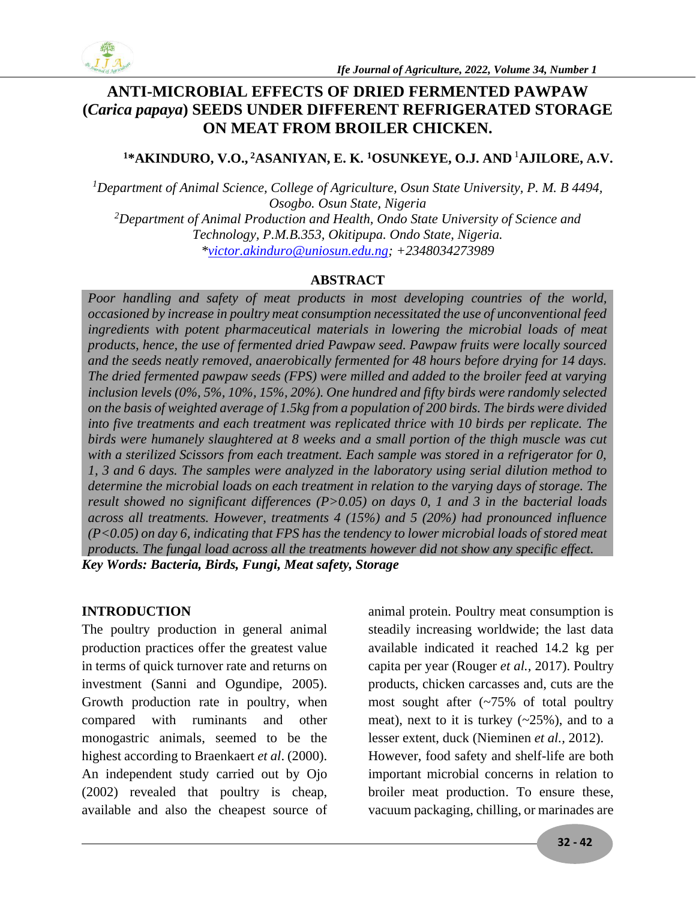# ANTI-MICROBIAL EFFECTS OF DRIED FERMENTED PAWPAW (*Carica papaya*) SEEDS UNDER DIFFERENT REFRIGERATED STORAGE ON MEAT FROM BROILER CHICKEN.

**[1]\*AKINDURO, V.O., [2]ASANIYAN, E. K. [1]OSUNKEYE, O.J. AND [1]AJILORE, A.V.**

*[1]Department of Animal Science, College of Agriculture, Osun State University, P. M. B 4494, Osogbo. Osun State, Nigeria*
*[2]Department of Animal Production and Health, Ondo State University of Science and Technology, P.M.B.353, Okitipupa. Ondo State, Nigeria.*
*\*victor.akinduro@uniosun.edu.ng; +2348034273989*

## ABSTRACT

*Poor handling and safety of meat products in most developing countries of the world, occasioned by increase in poultry meat consumption necessitated the use of unconventional feed ingredients with potent pharmaceutical materials in lowering the microbial loads of meat products, hence, the use of fermented dried Pawpaw seed. Pawpaw fruits were locally sourced and the seeds neatly removed, anaerobically fermented for 48 hours before drying for 14 days. The dried fermented pawpaw seeds (FPS) were milled and added to the broiler feed at varying inclusion levels (0%, 5%, 10%, 15%, 20%). One hundred and fifty birds were randomly selected on the basis of weighted average of 1.5kg from a population of 200 birds. The birds were divided into five treatments and each treatment was replicated thrice with 10 birds per replicate. The birds were humanely slaughtered at 8 weeks and a small portion of the thigh muscle was cut with a sterilized Scissors from each treatment. Each sample was stored in a refrigerator for 0, 1, 3 and 6 days. The samples were analyzed in the laboratory using serial dilution method to determine the microbial loads on each treatment in relation to the varying days of storage. The result showed no significant differences (P>0.05) on days 0, 1 and 3 in the bacterial loads across all treatments. However, treatments 4 (15%) and 5 (20%) had pronounced influence (P<0.05) on day 6, indicating that FPS has the tendency to lower microbial loads of stored meat products. The fungal load across all the treatments however did not show any specific effect.*

***Key Words: Bacteria, Birds, Fungi, Meat safety, Storage***

## INTRODUCTION

The poultry production in general animal production practices offer the greatest value in terms of quick turnover rate and returns on investment (Sanni and Ogundipe, 2005). Growth production rate in poultry, when compared with ruminants and other monogastric animals, seemed to be the highest according to Braenkaert *et al*. (2000). An independent study carried out by Ojo (2002) revealed that poultry is cheap, available and also the cheapest source of animal protein. Poultry meat consumption is steadily increasing worldwide; the last data available indicated it reached 14.2 kg per capita per year (Rouger *et al.,* 2017). Poultry products, chicken carcasses and, cuts are the most sought after (~75% of total poultry meat), next to it is turkey (~25%), and to a lesser extent, duck (Nieminen *et al.,* 2012).

However, food safety and shelf-life are both important microbial concerns in relation to broiler meat production. To ensure these, vacuum packaging, chilling, or marinades are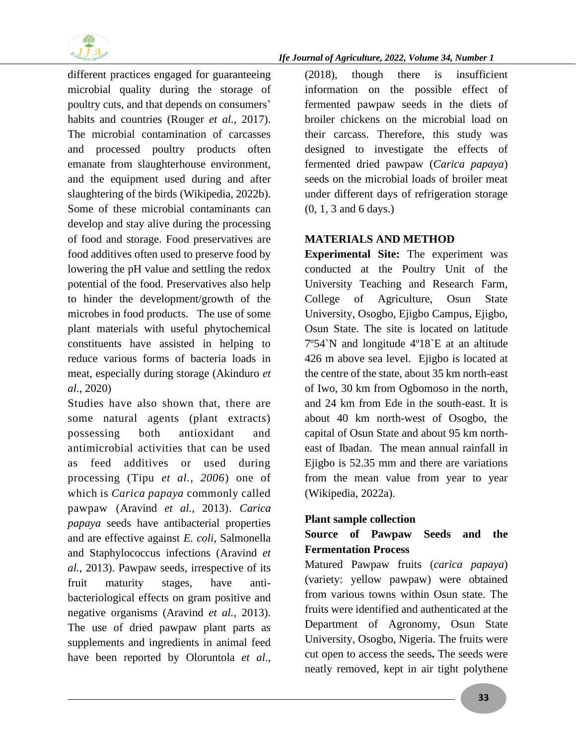different practices engaged for guaranteeing microbial quality during the storage of poultry cuts, and that depends on consumers' habits and countries (Rouger *et al.,* 2017). The microbial contamination of carcasses and processed poultry products often emanate from slaughterhouse environment, and the equipment used during and after slaughtering of the birds (Wikipedia, 2022b). Some of these microbial contaminants can develop and stay alive during the processing of food and storage. Food preservatives are food additives often used to preserve food by lowering the pH value and settling the redox potential of the food. Preservatives also help to hinder the development/growth of the microbes in food products. The use of some plant materials with useful phytochemical constituents have assisted in helping to reduce various forms of bacteria loads in meat, especially during storage (Akinduro *et al*., 2020)

Studies have also shown that, there are some natural agents (plant extracts) possessing both antioxidant and antimicrobial activities that can be used as feed additives or used during processing (Tipu *et al., 2006*) one of which is *Carica papaya* commonly called pawpaw (Aravind *et al.*, 2013). *Carica papaya* seeds have antibacterial properties and are effective against *E. coli*, Salmonella and Staphylococcus infections (Aravind *et al.*, 2013). Pawpaw seeds, irrespective of its fruit maturity stages, have anti-bacteriological effects on gram positive and negative organisms (Aravind *et al.*, 2013). The use of dried pawpaw plant parts as supplements and ingredients in animal feed have been reported by Oloruntola *et al.*, (2018), though there is insufficient information on the possible effect of fermented pawpaw seeds in the diets of broiler chickens on the microbial load on their carcass. Therefore, this study was designed to investigate the effects of fermented dried pawpaw (*Carica papaya*) seeds on the microbial loads of broiler meat under different days of refrigeration storage (0, 1, 3 and 6 days.)

## MATERIALS AND METHOD

**Experimental Site:** The experiment was conducted at the Poultry Unit of the University Teaching and Research Farm, College of Agriculture, Osun State University, Osogbo, Ejigbo Campus, Ejigbo, Osun State. The site is located on latitude 7º54`N and longitude 4º18`E at an altitude 426 m above sea level. Ejigbo is located at the centre of the state, about 35 km north-east of Iwo, 30 km from Ogbomoso in the north, and 24 km from Ede in the south-east. It is about 40 km north-west of Osogbo, the capital of Osun State and about 95 km north-east of Ibadan. The mean annual rainfall in Ejigbo is 52.35 mm and there are variations from the mean value from year to year (Wikipedia, 2022a).

### Plant sample collection

### Source of Pawpaw Seeds and the Fermentation Process

Matured Pawpaw fruits (*carica papaya*) (variety: yellow pawpaw) were obtained from various towns within Osun state. The fruits were identified and authenticated at the Department of Agronomy, Osun State University, Osogbo, Nigeria. The fruits were cut open to access the seeds**.** The seeds were neatly removed, kept in air tight polythene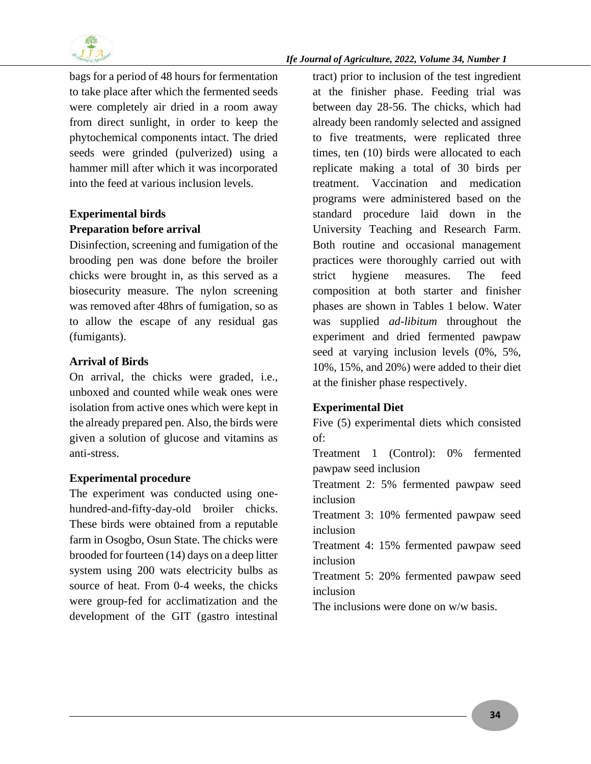bags for a period of 48 hours for fermentation to take place after which the fermented seeds were completely air dried in a room away from direct sunlight, in order to keep the phytochemical components intact. The dried seeds were grinded (pulverized) using a hammer mill after which it was incorporated into the feed at various inclusion levels.

**Experimental birds**

**Preparation before arrival**

Disinfection, screening and fumigation of the brooding pen was done before the broiler chicks were brought in, as this served as a biosecurity measure. The nylon screening was removed after 48hrs of fumigation, so as to allow the escape of any residual gas (fumigants).

**Arrival of Birds**

On arrival, the chicks were graded, i.e., unboxed and counted while weak ones were isolation from active ones which were kept in the already prepared pen. Also, the birds were given a solution of glucose and vitamins as anti-stress.

**Experimental procedure**

The experiment was conducted using one-hundred-and-fifty-day-old broiler chicks. These birds were obtained from a reputable farm in Osogbo, Osun State. The chicks were brooded for fourteen (14) days on a deep litter system using 200 wats electricity bulbs as source of heat. From 0-4 weeks, the chicks were group-fed for acclimatization and the development of the GIT (gastro intestinal tract) prior to inclusion of the test ingredient at the finisher phase. Feeding trial was between day 28-56. The chicks, which had already been randomly selected and assigned to five treatments, were replicated three times, ten (10) birds were allocated to each replicate making a total of 30 birds per treatment. Vaccination and medication programs were administered based on the standard procedure laid down in the University Teaching and Research Farm. Both routine and occasional management practices were thoroughly carried out with strict hygiene measures. The feed composition at both starter and finisher phases are shown in Tables 1 below. Water was supplied *ad-libitum* throughout the experiment and dried fermented pawpaw seed at varying inclusion levels (0%, 5%, 10%, 15%, and 20%) were added to their diet at the finisher phase respectively.

**Experimental Diet**

Five (5) experimental diets which consisted of:

Treatment 1 (Control): 0% fermented pawpaw seed inclusion

Treatment 2: 5% fermented pawpaw seed inclusion

Treatment 3: 10% fermented pawpaw seed inclusion

Treatment 4: 15% fermented pawpaw seed inclusion

Treatment 5: 20% fermented pawpaw seed inclusion

The inclusions were done on w/w basis.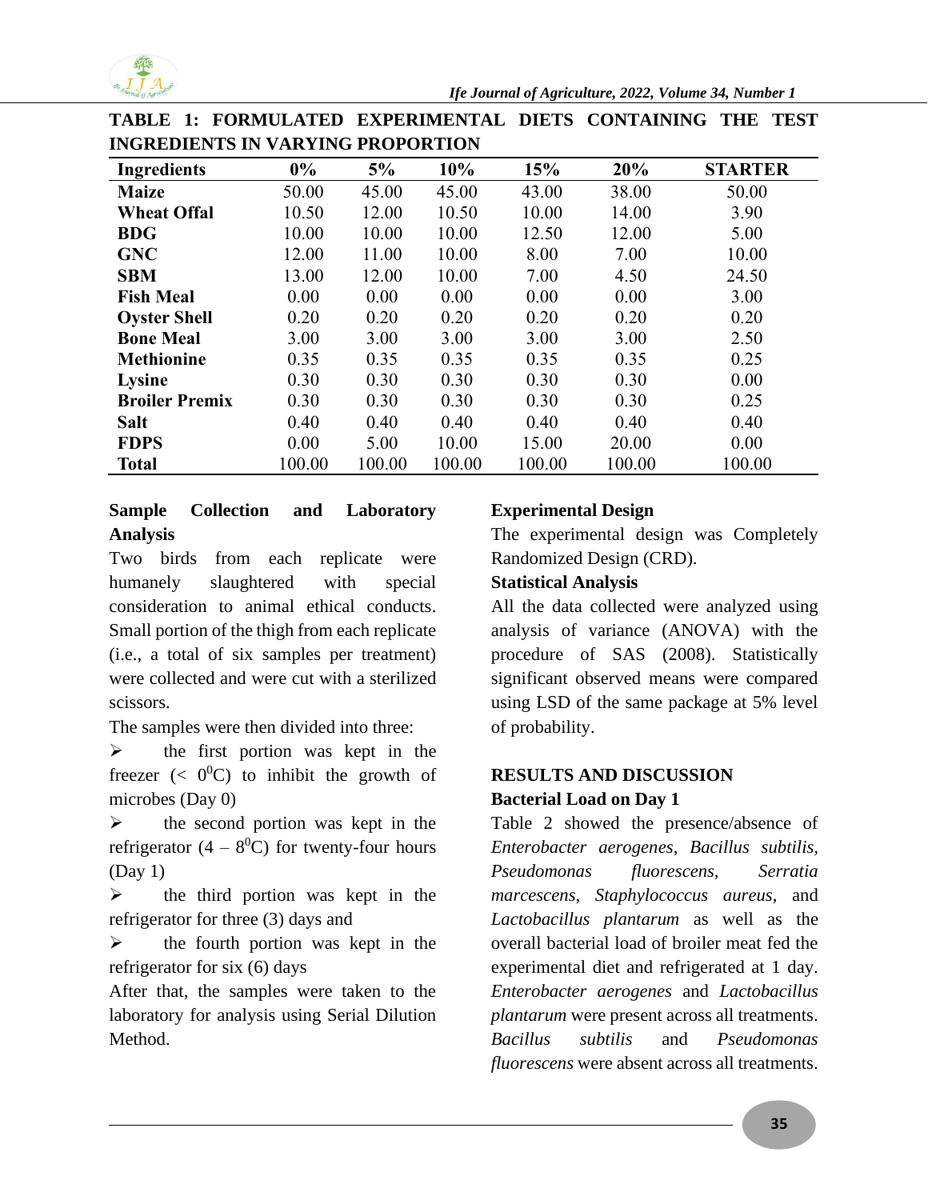**TABLE 1: FORMULATED EXPERIMENTAL DIETS CONTAINING THE TEST INGREDIENTS IN VARYING PROPORTION**

| Ingredients | 0% | 5% | 10% | 15% | 20% | STARTER |
|---|---|---|---|---|---|---|
| **Maize** | 50.00 | 45.00 | 45.00 | 43.00 | 38.00 | 50.00 |
| **Wheat Offal** | 10.50 | 12.00 | 10.50 | 10.00 | 14.00 | 3.90 |
| **BDG** | 10.00 | 10.00 | 10.00 | 12.50 | 12.00 | 5.00 |
| **GNC** | 12.00 | 11.00 | 10.00 | 8.00 | 7.00 | 10.00 |
| **SBM** | 13.00 | 12.00 | 10.00 | 7.00 | 4.50 | 24.50 |
| **Fish Meal** | 0.00 | 0.00 | 0.00 | 0.00 | 0.00 | 3.00 |
| **Oyster Shell** | 0.20 | 0.20 | 0.20 | 0.20 | 0.20 | 0.20 |
| **Bone Meal** | 3.00 | 3.00 | 3.00 | 3.00 | 3.00 | 2.50 |
| **Methionine** | 0.35 | 0.35 | 0.35 | 0.35 | 0.35 | 0.25 |
| **Lysine** | 0.30 | 0.30 | 0.30 | 0.30 | 0.30 | 0.00 |
| **Broiler Premix** | 0.30 | 0.30 | 0.30 | 0.30 | 0.30 | 0.25 |
| **Salt** | 0.40 | 0.40 | 0.40 | 0.40 | 0.40 | 0.40 |
| **FDPS** | 0.00 | 5.00 | 10.00 | 15.00 | 20.00 | 0.00 |
| **Total** | 100.00 | 100.00 | 100.00 | 100.00 | 100.00 | 100.00 |

**Sample Collection and Laboratory Analysis**

Two birds from each replicate were humanely slaughtered with special consideration to animal ethical conducts. Small portion of the thigh from each replicate (i.e., a total of six samples per treatment) were collected and were cut with a sterilized scissors.

The samples were then divided into three:

- the first portion was kept in the freezer (< $0^0$C) to inhibit the growth of microbes (Day 0)
- the second portion was kept in the refrigerator (4 – $8^0$C) for twenty-four hours (Day 1)
- the third portion was kept in the refrigerator for three (3) days and
- the fourth portion was kept in the refrigerator for six (6) days

After that, the samples were taken to the laboratory for analysis using Serial Dilution Method.

**Experimental Design**

The experimental design was Completely Randomized Design (CRD).

**Statistical Analysis**

All the data collected were analyzed using analysis of variance (ANOVA) with the procedure of SAS (2008). Statistically significant observed means were compared using LSD of the same package at 5% level of probability.

## RESULTS AND DISCUSSION

**Bacterial Load on Day 1**

Table 2 showed the presence/absence of *Enterobacter aerogenes*, *Bacillus subtilis*, *Pseudomonas fluorescens*, *Serratia marcescens*, *Staphylococcus aureus*, and *Lactobacillus plantarum* as well as the overall bacterial load of broiler meat fed the experimental diet and refrigerated at 1 day. *Enterobacter aerogenes* and *Lactobacillus plantarum* were present across all treatments. *Bacillus subtilis* and *Pseudomonas fluorescens* were absent across all treatments.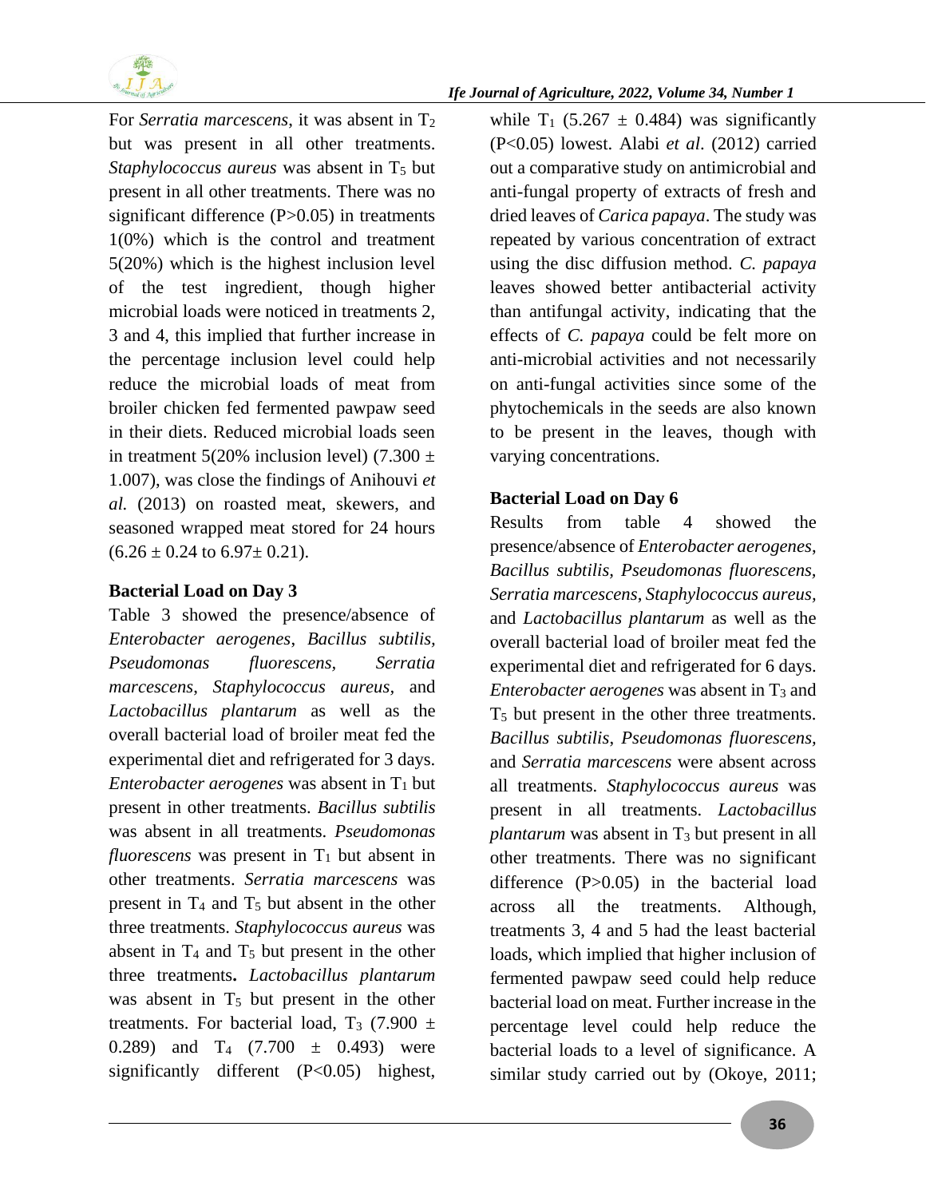For *Serratia marcescens*, it was absent in $T_2$ but was present in all other treatments. *Staphylococcus aureus* was absent in $T_5$ but present in all other treatments. There was no significant difference ($P>0.05$) in treatments 1(0%) which is the control and treatment 5(20%) which is the highest inclusion level of the test ingredient, though higher microbial loads were noticed in treatments 2, 3 and 4, this implied that further increase in the percentage inclusion level could help reduce the microbial loads of meat from broiler chicken fed fermented pawpaw seed in their diets. Reduced microbial loads seen in treatment 5(20% inclusion level) ($7.300 \pm 1.007$), was close the findings of Anihouvi *et al.* (2013) on roasted meat, skewers, and seasoned wrapped meat stored for 24 hours ($6.26 \pm 0.24$ to $6.97 \pm 0.21$).

**Bacterial Load on Day 3**

Table 3 showed the presence/absence of *Enterobacter aerogenes*, *Bacillus subtilis*, *Pseudomonas fluorescens*, *Serratia marcescens*, *Staphylococcus aureus*, and *Lactobacillus plantarum* as well as the overall bacterial load of broiler meat fed the experimental diet and refrigerated for 3 days. *Enterobacter aerogenes* was absent in $T_1$ but present in other treatments. *Bacillus subtilis* was absent in all treatments. *Pseudomonas fluorescens* was present in $T_1$ but absent in other treatments. *Serratia marcescens* was present in $T_4$ and $T_5$ but absent in the other three treatments. *Staphylococcus aureus* was absent in $T_4$ and $T_5$ but present in the other three treatments**.** *Lactobacillus plantarum* was absent in $T_5$ but present in the other treatments. For bacterial load, $T_3$ ($7.900 \pm 0.289$) and $T_4$ ($7.700 \pm 0.493$) were significantly different ($P<0.05$) highest, while $T_1$ ($5.267 \pm 0.484$) was significantly ($P<0.05$) lowest. Alabi *et al*. (2012) carried out a comparative study on antimicrobial and anti-fungal property of extracts of fresh and dried leaves of *Carica papaya*. The study was repeated by various concentration of extract using the disc diffusion method. *C. papaya* leaves showed better antibacterial activity than antifungal activity, indicating that the effects of *C. papaya* could be felt more on anti-microbial activities and not necessarily on anti-fungal activities since some of the phytochemicals in the seeds are also known to be present in the leaves, though with varying concentrations.

**Bacterial Load on Day 6**

Results from table 4 showed the presence/absence of *Enterobacter aerogenes*, *Bacillus subtilis, Pseudomonas fluorescens*, *Serratia marcescens*, *Staphylococcus aureus,* and *Lactobacillus plantarum* as well as the overall bacterial load of broiler meat fed the experimental diet and refrigerated for 6 days. *Enterobacter aerogenes* was absent in $T_3$ and $T_5$ but present in the other three treatments. *Bacillus subtilis*, *Pseudomonas fluorescens*, and *Serratia marcescens* were absent across all treatments. *Staphylococcus aureus* was present in all treatments. *Lactobacillus plantarum* was absent in $T_3$ but present in all other treatments. There was no significant difference ($P>0.05$) in the bacterial load across all the treatments. Although, treatments 3, 4 and 5 had the least bacterial loads, which implied that higher inclusion of fermented pawpaw seed could help reduce bacterial load on meat. Further increase in the percentage level could help reduce the bacterial loads to a level of significance. A similar study carried out by (Okoye, 2011;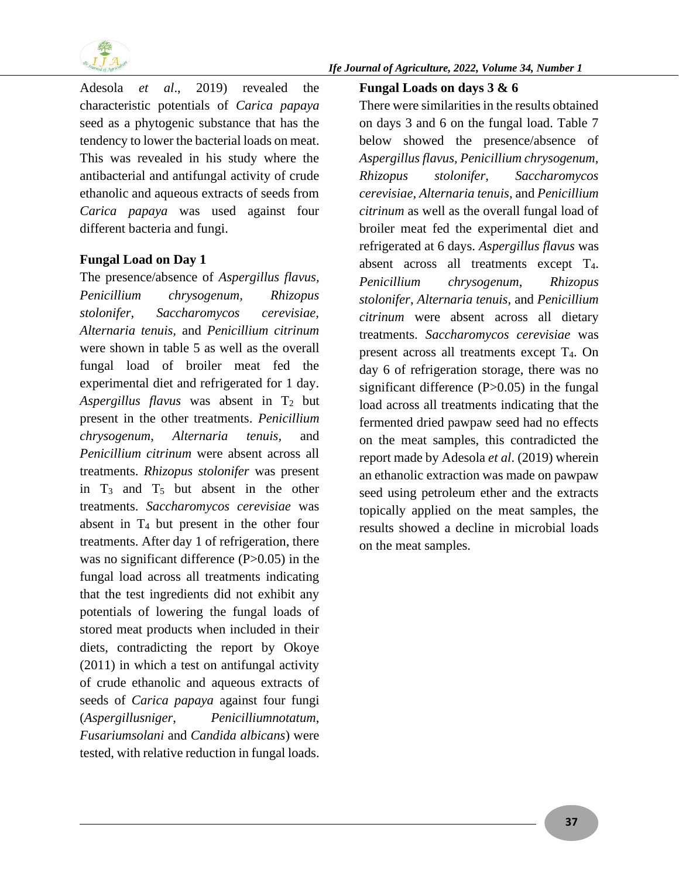Adesola *et al*., 2019) revealed the characteristic potentials of *Carica papaya* seed as a phytogenic substance that has the tendency to lower the bacterial loads on meat. This was revealed in his study where the antibacterial and antifungal activity of crude ethanolic and aqueous extracts of seeds from *Carica papaya* was used against four different bacteria and fungi.

**Fungal Load on Day 1**

The presence/absence of *Aspergillus flavus, Penicillium chrysogenum, Rhizopus stolonifer, Saccharomycos cerevisiae, Alternaria tenuis*, and *Penicillium citrinum* were shown in table 5 as well as the overall fungal load of broiler meat fed the experimental diet and refrigerated for 1 day. *Aspergillus flavus* was absent in $T_2$ but present in the other treatments. *Penicillium chrysogenum, Alternaria tenuis,* and *Penicillium citrinum* were absent across all treatments. *Rhizopus stolonifer* was present in $T_3$ and $T_5$ but absent in the other treatments. *Saccharomycos cerevisiae* was absent in $T_4$ but present in the other four treatments. After day 1 of refrigeration, there was no significant difference (P>0.05) in the fungal load across all treatments indicating that the test ingredients did not exhibit any potentials of lowering the fungal loads of stored meat products when included in their diets, contradicting the report by Okoye (2011) in which a test on antifungal activity of crude ethanolic and aqueous extracts of seeds of *Carica papaya* against four fungi (*Aspergillusniger*, *Penicilliumnotatum*, *Fusariumsolani* and *Candida albicans*) were tested, with relative reduction in fungal loads.

**Fungal Loads on days 3 & 6**

There were similarities in the results obtained on days 3 and 6 on the fungal load. Table 7 below showed the presence/absence of *Aspergillus flavus, Penicillium chrysogenum, Rhizopus stolonifer, Saccharomycos cerevisiae, Alternaria tenuis,* and *Penicillium citrinum* as well as the overall fungal load of broiler meat fed the experimental diet and refrigerated at 6 days. *Aspergillus flavus* was absent across all treatments except $T_4$. *Penicillium chrysogenum, Rhizopus stolonifer, Alternaria tenuis,* and *Penicillium citrinum* were absent across all dietary treatments. *Saccharomycos cerevisiae* was present across all treatments except $T_4$. On day 6 of refrigeration storage, there was no significant difference (P>0.05) in the fungal load across all treatments indicating that the fermented dried pawpaw seed had no effects on the meat samples, this contradicted the report made by Adesola *et al*. (2019) wherein an ethanolic extraction was made on pawpaw seed using petroleum ether and the extracts topically applied on the meat samples, the results showed a decline in microbial loads on the meat samples.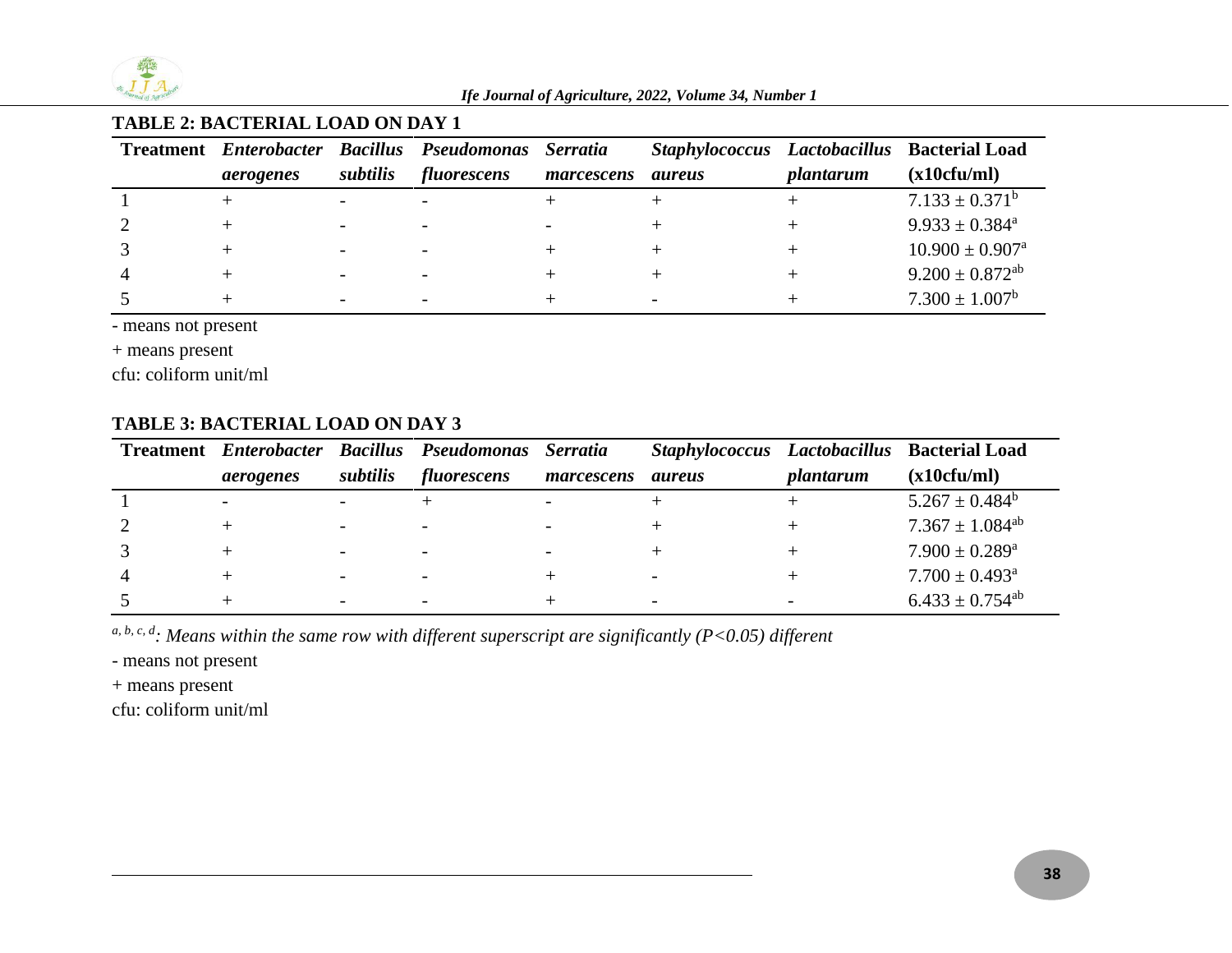**TABLE 2: BACTERIAL LOAD ON DAY 1**

| Treatment | *Enterobacter aerogenes* | *Bacillus subtilis* | *Pseudomonas fluorescens* | *Serratia marcescens* | *Staphylococcus aureus* | *Lactobacillus plantarum* | Bacterial Load (x10cfu/ml) |
|---|---|---|---|---|---|---|---|
| 1 | + | - | - | + | + | + | $7.133 \pm 0.371^{b}$ |
| 2 | + | - | - | - | + | + | $9.933 \pm 0.384^{a}$ |
| 3 | + | - | - | + | + | + | $10.900 \pm 0.907^{a}$ |
| 4 | + | - | - | + | + | + | $9.200 \pm 0.872^{ab}$ |
| 5 | + | - | - | + | - | + | $7.300 \pm 1.007^{b}$ |

- means not present

+ means present

cfu: coliform unit/ml

**TABLE 3: BACTERIAL LOAD ON DAY 3**

| Treatment | *Enterobacter aerogenes* | *Bacillus subtilis* | *Pseudomonas fluorescens* | *Serratia marcescens* | *Staphylococcus aureus* | *Lactobacillus plantarum* | Bacterial Load (x10cfu/ml) |
|---|---|---|---|---|---|---|---|
| 1 | - | - | + | - | + | + | $5.267 \pm 0.484^{b}$ |
| 2 | + | - | - | - | + | + | $7.367 \pm 1.084^{ab}$ |
| 3 | + | - | - | - | + | + | $7.900 \pm 0.289^{a}$ |
| 4 | + | - | - | + | - | + | $7.700 \pm 0.493^{a}$ |
| 5 | + | - | - | + | - | - | $6.433 \pm 0.754^{ab}$ |

$^{a, b, c, d}$: *Means within the same row with different superscript are significantly (P<0.05) different*

- means not present

+ means present

cfu: coliform unit/ml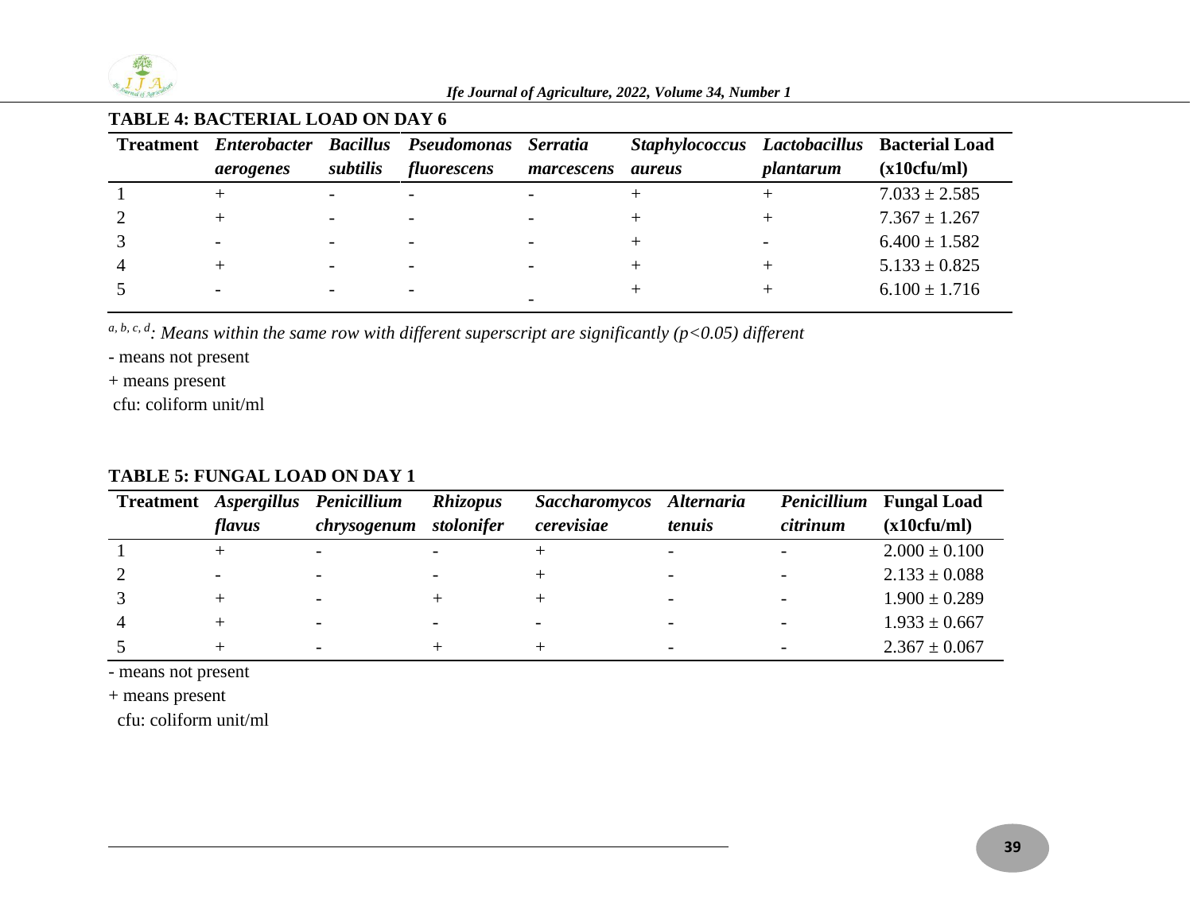**TABLE 4: BACTERIAL LOAD ON DAY 6**

| Treatment | *Enterobacter aerogenes* | *Bacillus subtilis* | *Pseudomonas fluorescens* | *Serratia marcescens* | *Staphylococcus aureus* | *Lactobacillus plantarum* | Bacterial Load (x10cfu/ml) |
|---|---|---|---|---|---|---|---|
| 1 | + | - | - | - | + | + | 7.033 ± 2.585 |
| 2 | + | - | - | - | + | + | 7.367 ± 1.267 |
| 3 | - | - | - | - | + | - | 6.400 ± 1.582 |
| 4 | + | - | - | - | + | + | 5.133 ± 0.825 |
| 5 | - | - | - | - | + | + | 6.100 ± 1.716 |

[a, b, c, d]: *Means within the same row with different superscript are significantly ($p<0.05$) different*

- means not present

+ means present

cfu: coliform unit/ml

**TABLE 5: FUNGAL LOAD ON DAY 1**

| Treatment | *Aspergillus flavus* | *Penicillium chrysogenum* | *Rhizopus stolonifer* | *Saccharomycos cerevisiae* | *Alternaria tenuis* | *Penicillium citrinum* | Fungal Load (x10cfu/ml) |
|---|---|---|---|---|---|---|---|
| 1 | + | - | - | + | - | - | 2.000 ± 0.100 |
| 2 | - | - | - | + | - | - | 2.133 ± 0.088 |
| 3 | + | - | + | + | - | - | 1.900 ± 0.289 |
| 4 | + | - | - | - | - | - | 1.933 ± 0.667 |
| 5 | + | - | + | + | - | - | 2.367 ± 0.067 |

- means not present

+ means present

cfu: coliform unit/ml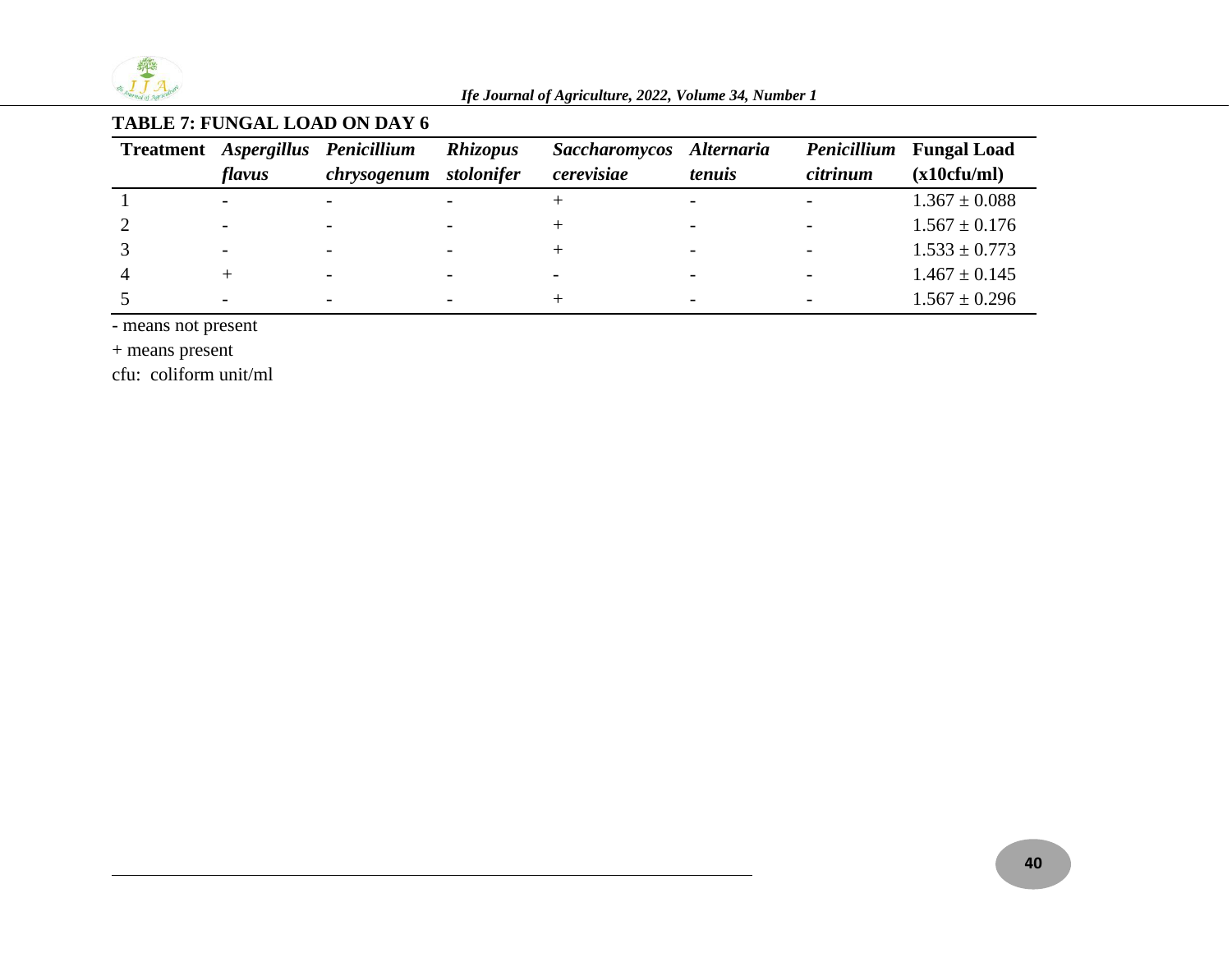**TABLE 7: FUNGAL LOAD ON DAY 6**

| Treatment | *Aspergillus flavus* | *Penicillium chrysogenum* | *Rhizopus stolonifer* | *Saccharomycos cerevisiae* | *Alternaria tenuis* | *Penicillium citrinum* | Fungal Load (x10cfu/ml) |
|---|---|---|---|---|---|---|---|
| 1 | - | - | - | + | - | - | 1.367 ± 0.088 |
| 2 | - | - | - | + | - | - | 1.567 ± 0.176 |
| 3 | - | - | - | + | - | - | 1.533 ± 0.773 |
| 4 | + | - | - | - | - | - | 1.467 ± 0.145 |
| 5 | - | - | - | + | - | - | 1.567 ± 0.296 |

- means not present

+ means present

cfu: coliform unit/ml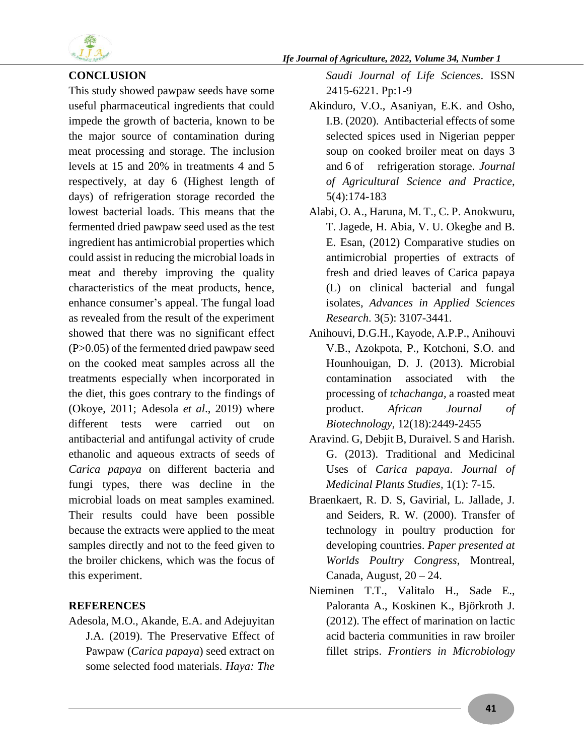## CONCLUSION

This study showed pawpaw seeds have some useful pharmaceutical ingredients that could impede the growth of bacteria, known to be the major source of contamination during meat processing and storage. The inclusion levels at 15 and 20% in treatments 4 and 5 respectively, at day 6 (Highest length of days) of refrigeration storage recorded the lowest bacterial loads. This means that the fermented dried pawpaw seed used as the test ingredient has antimicrobial properties which could assist in reducing the microbial loads in meat and thereby improving the quality characteristics of the meat products, hence, enhance consumer's appeal. The fungal load as revealed from the result of the experiment showed that there was no significant effect ($P>0.05$) of the fermented dried pawpaw seed on the cooked meat samples across all the treatments especially when incorporated in the diet, this goes contrary to the findings of (Okoye, 2011; Adesola *et al*., 2019) where different tests were carried out on antibacterial and antifungal activity of crude ethanolic and aqueous extracts of seeds of *Carica papaya* on different bacteria and fungi types, there was decline in the microbial loads on meat samples examined. Their results could have been possible because the extracts were applied to the meat samples directly and not to the feed given to the broiler chickens, which was the focus of this experiment.

## REFERENCES

Adesola, M.O., Akande, E.A. and Adejuyitan J.A. (2019). The Preservative Effect of Pawpaw (*Carica papaya*) seed extract on some selected food materials. *Haya: The Saudi Journal of Life Sciences*. ISSN 2415-6221. Pp:1-9

Akinduro, V.O., Asaniyan, E.K. and Osho, I.B. (2020). Antibacterial effects of some selected spices used in Nigerian pepper soup on cooked broiler meat on days 3 and 6 of refrigeration storage. *Journal of Agricultural Science and Practice*, 5(4):174-183

Alabi, O. A., Haruna, M. T., C. P. Anokwuru, T. Jagede, H. Abia, V. U. Okegbe and B. E. Esan, (2012) Comparative studies on antimicrobial properties of extracts of fresh and dried leaves of Carica papaya (L) on clinical bacterial and fungal isolates, *Advances in Applied Sciences Research*. 3(5): 3107-3441.

Anihouvi, D.G.H., Kayode, A.P.P., Anihouvi V.B., Azokpota, P., Kotchoni, S.O. and Hounhouigan, D. J. (2013). Microbial contamination associated with the processing of *tchachanga*, a roasted meat product. *African Journal of Biotechnology*, 12(18):2449-2455

Aravind. G, Debjit B, Duraivel. S and Harish. G. (2013). Traditional and Medicinal Uses of *Carica papaya*. *Journal of Medicinal Plants Studies*, 1(1): 7-15.

Braenkaert, R. D. S, Gavirial, L. Jallade, J. and Seiders, R. W. (2000). Transfer of technology in poultry production for developing countries. *Paper presented at Worlds Poultry Congress*, Montreal, Canada, August, 20 – 24.

Nieminen T.T., Valitalo H., Sade E., Paloranta A., Koskinen K., Björkroth J. (2012). The effect of marination on lactic acid bacteria communities in raw broiler fillet strips. *Frontiers in Microbiology*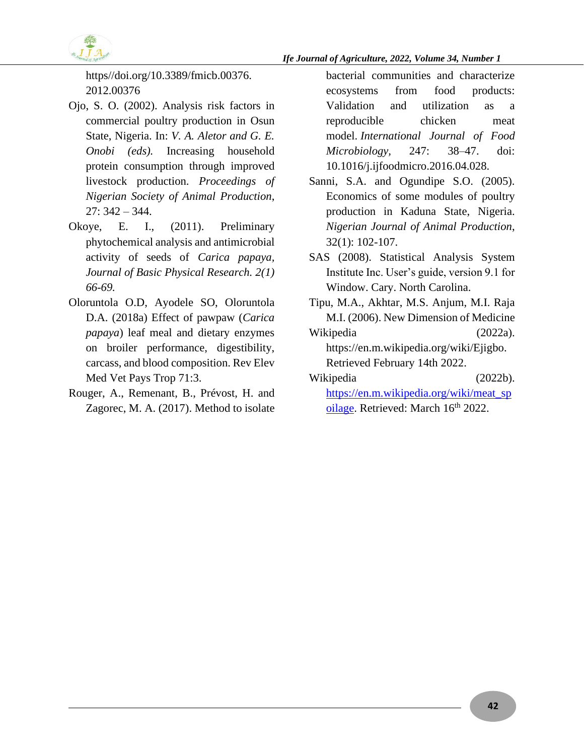https//doi.org/10.3389/fmicb.00376. 2012.00376

Ojo, S. O. (2002). Analysis risk factors in commercial poultry production in Osun State, Nigeria. In: *V. A. Aletor and G. E. Onobi (eds).* Increasing household protein consumption through improved livestock production. *Proceedings of Nigerian Society of Animal Production*, 27: 342 – 344.

Okoye, E. I., (2011). Preliminary phytochemical analysis and antimicrobial activity of seeds of *Carica papaya, Journal of Basic Physical Research. 2(1) 66-69.*

Oloruntola O.D, Ayodele SO, Oloruntola D.A. (2018a) Effect of pawpaw (*Carica papaya*) leaf meal and dietary enzymes on broiler performance, digestibility, carcass, and blood composition. Rev Elev Med Vet Pays Trop 71:3.

Rouger, A., Remenant, B., Prévost, H. and Zagorec, M. A. (2017). Method to isolate bacterial communities and characterize ecosystems from food products: Validation and utilization as a reproducible chicken meat model. *International Journal of Food Microbiology*, 247: 38–47. doi: 10.1016/j.ijfoodmicro.2016.04.028.

Sanni, S.A. and Ogundipe S.O. (2005). Economics of some modules of poultry production in Kaduna State, Nigeria. *Nigerian Journal of Animal Production*, 32(1): 102-107.

SAS (2008). Statistical Analysis System Institute Inc. User's guide, version 9.1 for Window. Cary. North Carolina.

Tipu, M.A., Akhtar, M.S. Anjum, M.I. Raja M.I. (2006). New Dimension of Medicine

Wikipedia (2022a). https://en.m.wikipedia.org/wiki/Ejigbo. Retrieved February 14th 2022.

Wikipedia (2022b). https://en.m.wikipedia.org/wiki/meat_spoilage. Retrieved: March 16th 2022.